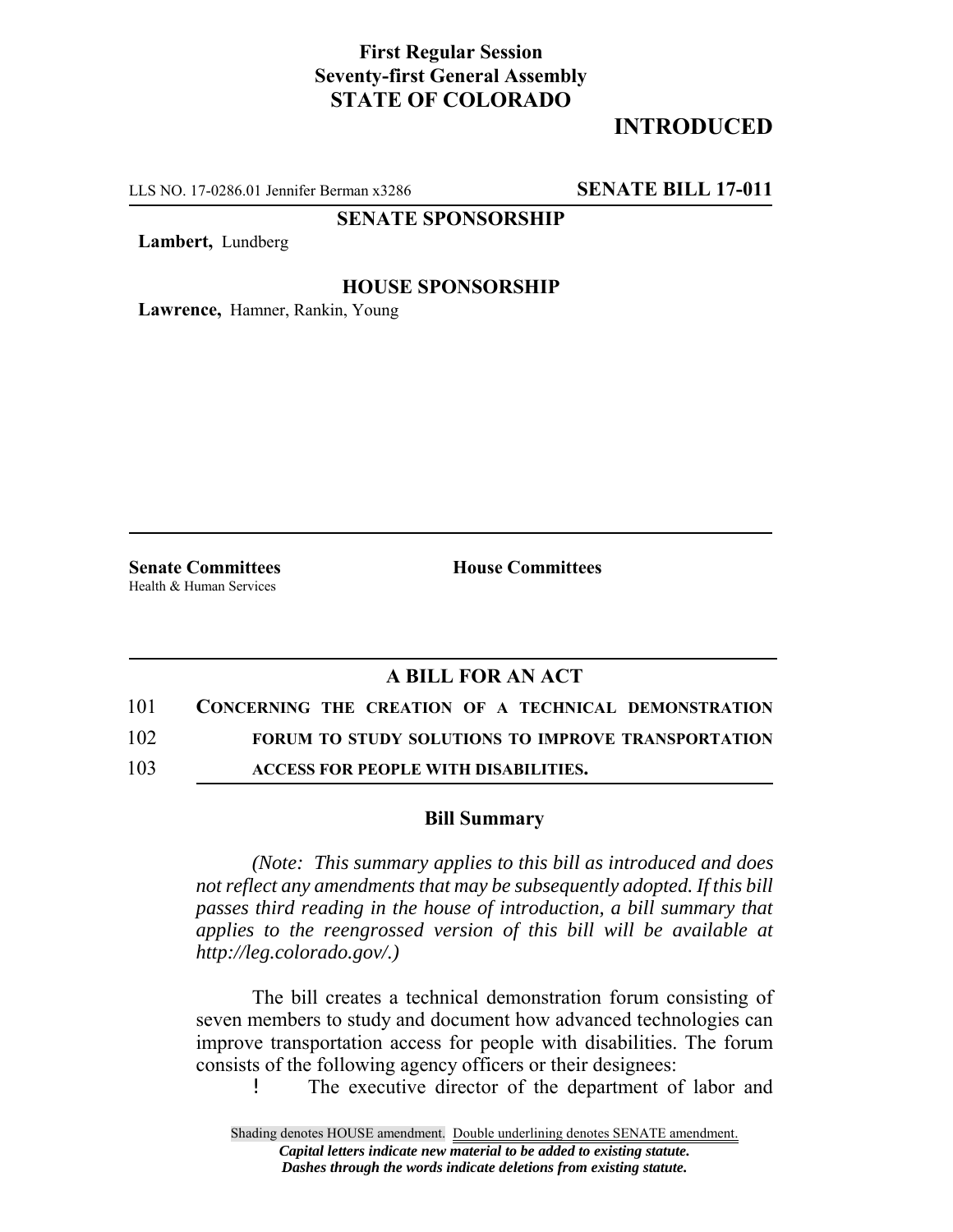**First Regular Session**
**Seventy-first General Assembly**
**STATE OF COLORADO**

## INTRODUCED

LLS NO. 17-0286.01 Jennifer Berman x3286 **SENATE BILL 17-011**

**SENATE SPONSORSHIP**

**Lambert,** Lundberg

**HOUSE SPONSORSHIP**

**Lawrence,** Hamner, Rankin, Young

**Senate Committees**
Health & Human Services

**House Committees**

## A BILL FOR AN ACT

101 **CONCERNING THE CREATION OF A TECHNICAL DEMONSTRATION**
102 **FORUM TO STUDY SOLUTIONS TO IMPROVE TRANSPORTATION**
103 **ACCESS FOR PEOPLE WITH DISABILITIES.**

### Bill Summary

*(Note: This summary applies to this bill as introduced and does not reflect any amendments that may be subsequently adopted. If this bill passes third reading in the house of introduction, a bill summary that applies to the reengrossed version of this bill will be available at http://leg.colorado.gov/.)*

The bill creates a technical demonstration forum consisting of seven members to study and document how advanced technologies can improve transportation access for people with disabilities. The forum consists of the following agency officers or their designees:

! The executive director of the department of labor and

Shading denotes HOUSE amendment. Double underlining denotes SENATE amendment.
***Capital letters indicate new material to be added to existing statute.***
***Dashes through the words indicate deletions from existing statute.***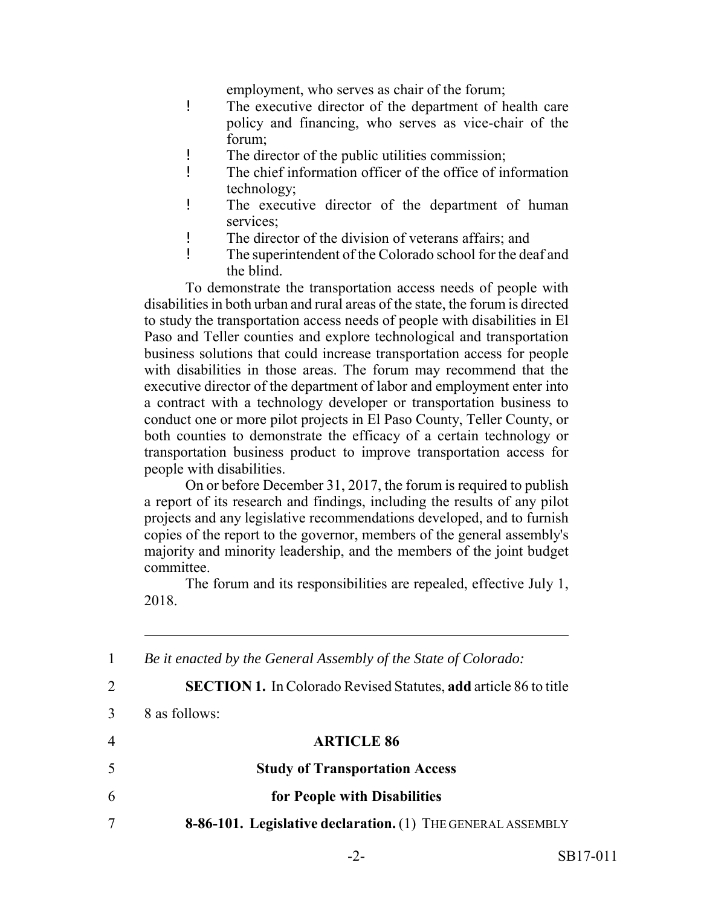employment, who serves as chair of the forum;

- The executive director of the department of health care policy and financing, who serves as vice-chair of the forum;
- The director of the public utilities commission;
- The chief information officer of the office of information technology;
- The executive director of the department of human services;
- The director of the division of veterans affairs; and
- The superintendent of the Colorado school for the deaf and the blind.

To demonstrate the transportation access needs of people with disabilities in both urban and rural areas of the state, the forum is directed to study the transportation access needs of people with disabilities in El Paso and Teller counties and explore technological and transportation business solutions that could increase transportation access for people with disabilities in those areas. The forum may recommend that the executive director of the department of labor and employment enter into a contract with a technology developer or transportation business to conduct one or more pilot projects in El Paso County, Teller County, or both counties to demonstrate the efficacy of a certain technology or transportation business product to improve transportation access for people with disabilities.

On or before December 31, 2017, the forum is required to publish a report of its research and findings, including the results of any pilot projects and any legislative recommendations developed, and to furnish copies of the report to the governor, members of the general assembly's majority and minority leadership, and the members of the joint budget committee.

The forum and its responsibilities are repealed, effective July 1, 2018.

---

1 *Be it enacted by the General Assembly of the State of Colorado:*

2 **SECTION 1.** In Colorado Revised Statutes, **add** article 86 to title

3 8 as follows:

4 **ARTICLE 86**

5 **Study of Transportation Access**

6 **for People with Disabilities**

7 **8-86-101. Legislative declaration.** (1) THE GENERAL ASSEMBLY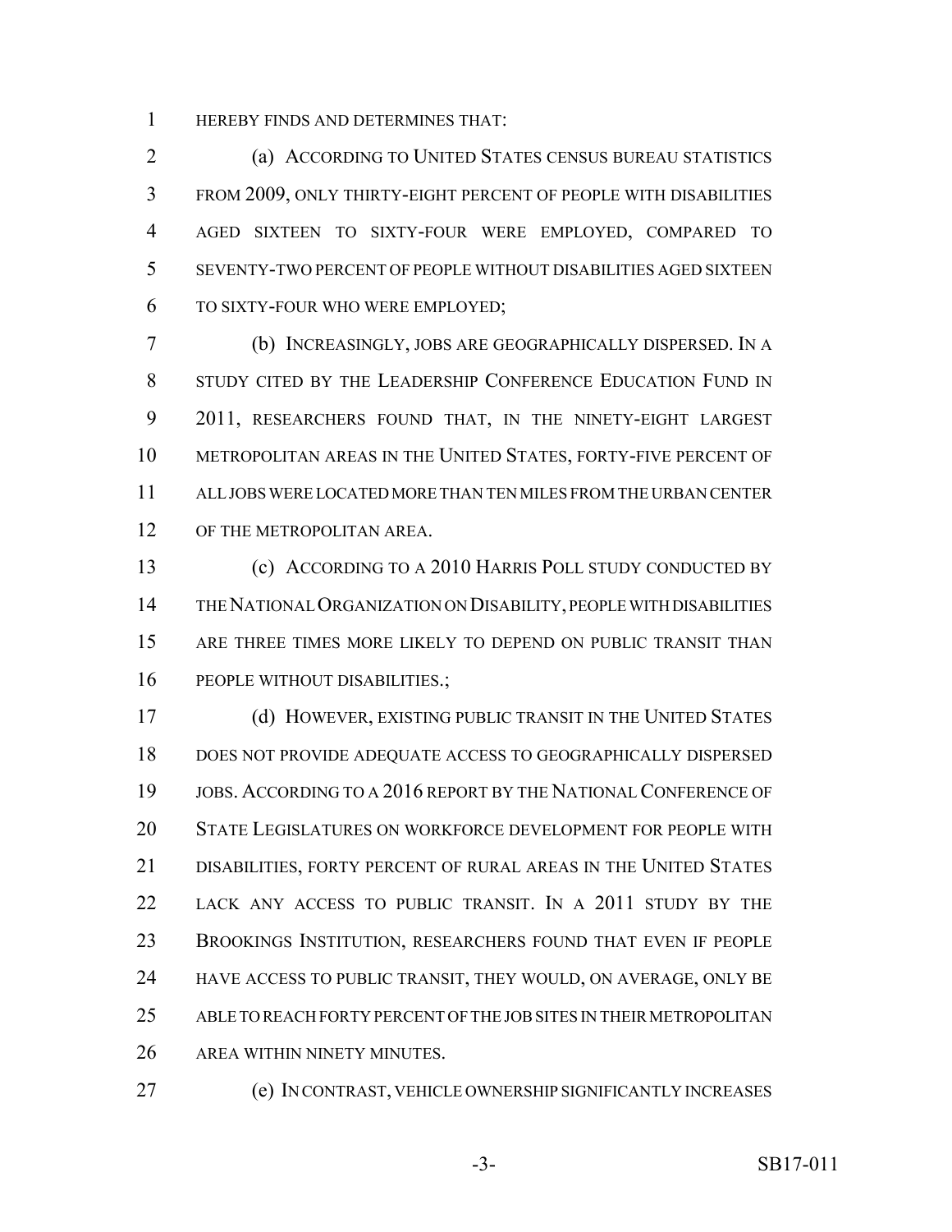HEREBY FINDS AND DETERMINES THAT:

(a) ACCORDING TO UNITED STATES CENSUS BUREAU STATISTICS FROM 2009, ONLY THIRTY-EIGHT PERCENT OF PEOPLE WITH DISABILITIES AGED SIXTEEN TO SIXTY-FOUR WERE EMPLOYED, COMPARED TO SEVENTY-TWO PERCENT OF PEOPLE WITHOUT DISABILITIES AGED SIXTEEN TO SIXTY-FOUR WHO WERE EMPLOYED;

(b) INCREASINGLY, JOBS ARE GEOGRAPHICALLY DISPERSED. IN A STUDY CITED BY THE LEADERSHIP CONFERENCE EDUCATION FUND IN 2011, RESEARCHERS FOUND THAT, IN THE NINETY-EIGHT LARGEST METROPOLITAN AREAS IN THE UNITED STATES, FORTY-FIVE PERCENT OF ALL JOBS WERE LOCATED MORE THAN TEN MILES FROM THE URBAN CENTER OF THE METROPOLITAN AREA.

(c) ACCORDING TO A 2010 HARRIS POLL STUDY CONDUCTED BY THE NATIONAL ORGANIZATION ON DISABILITY, PEOPLE WITH DISABILITIES ARE THREE TIMES MORE LIKELY TO DEPEND ON PUBLIC TRANSIT THAN PEOPLE WITHOUT DISABILITIES.;

(d) HOWEVER, EXISTING PUBLIC TRANSIT IN THE UNITED STATES DOES NOT PROVIDE ADEQUATE ACCESS TO GEOGRAPHICALLY DISPERSED JOBS. ACCORDING TO A 2016 REPORT BY THE NATIONAL CONFERENCE OF STATE LEGISLATURES ON WORKFORCE DEVELOPMENT FOR PEOPLE WITH DISABILITIES, FORTY PERCENT OF RURAL AREAS IN THE UNITED STATES LACK ANY ACCESS TO PUBLIC TRANSIT. IN A 2011 STUDY BY THE BROOKINGS INSTITUTION, RESEARCHERS FOUND THAT EVEN IF PEOPLE HAVE ACCESS TO PUBLIC TRANSIT, THEY WOULD, ON AVERAGE, ONLY BE ABLE TO REACH FORTY PERCENT OF THE JOB SITES IN THEIR METROPOLITAN AREA WITHIN NINETY MINUTES.

(e) IN CONTRAST, VEHICLE OWNERSHIP SIGNIFICANTLY INCREASES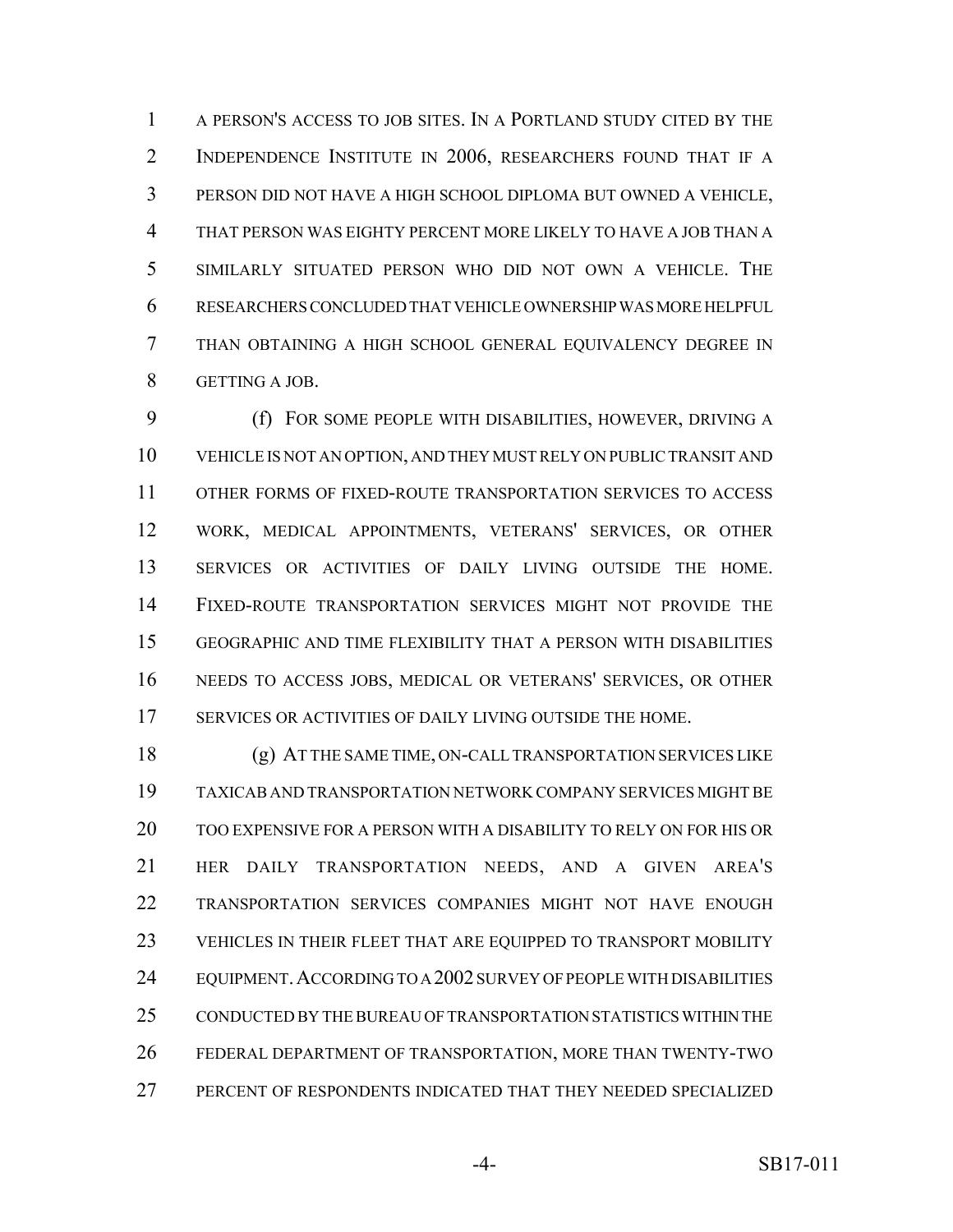A PERSON'S ACCESS TO JOB SITES. IN A PORTLAND STUDY CITED BY THE INDEPENDENCE INSTITUTE IN 2006, RESEARCHERS FOUND THAT IF A PERSON DID NOT HAVE A HIGH SCHOOL DIPLOMA BUT OWNED A VEHICLE, THAT PERSON WAS EIGHTY PERCENT MORE LIKELY TO HAVE A JOB THAN A SIMILARLY SITUATED PERSON WHO DID NOT OWN A VEHICLE. THE RESEARCHERS CONCLUDED THAT VEHICLE OWNERSHIP WAS MORE HELPFUL THAN OBTAINING A HIGH SCHOOL GENERAL EQUIVALENCY DEGREE IN GETTING A JOB.

(f) FOR SOME PEOPLE WITH DISABILITIES, HOWEVER, DRIVING A VEHICLE IS NOT AN OPTION, AND THEY MUST RELY ON PUBLIC TRANSIT AND OTHER FORMS OF FIXED-ROUTE TRANSPORTATION SERVICES TO ACCESS WORK, MEDICAL APPOINTMENTS, VETERANS' SERVICES, OR OTHER SERVICES OR ACTIVITIES OF DAILY LIVING OUTSIDE THE HOME. FIXED-ROUTE TRANSPORTATION SERVICES MIGHT NOT PROVIDE THE GEOGRAPHIC AND TIME FLEXIBILITY THAT A PERSON WITH DISABILITIES NEEDS TO ACCESS JOBS, MEDICAL OR VETERANS' SERVICES, OR OTHER SERVICES OR ACTIVITIES OF DAILY LIVING OUTSIDE THE HOME.

(g) AT THE SAME TIME, ON-CALL TRANSPORTATION SERVICES LIKE TAXICAB AND TRANSPORTATION NETWORK COMPANY SERVICES MIGHT BE TOO EXPENSIVE FOR A PERSON WITH A DISABILITY TO RELY ON FOR HIS OR HER DAILY TRANSPORTATION NEEDS, AND A GIVEN AREA'S TRANSPORTATION SERVICES COMPANIES MIGHT NOT HAVE ENOUGH VEHICLES IN THEIR FLEET THAT ARE EQUIPPED TO TRANSPORT MOBILITY EQUIPMENT. ACCORDING TO A 2002 SURVEY OF PEOPLE WITH DISABILITIES CONDUCTED BY THE BUREAU OF TRANSPORTATION STATISTICS WITHIN THE FEDERAL DEPARTMENT OF TRANSPORTATION, MORE THAN TWENTY-TWO PERCENT OF RESPONDENTS INDICATED THAT THEY NEEDED SPECIALIZED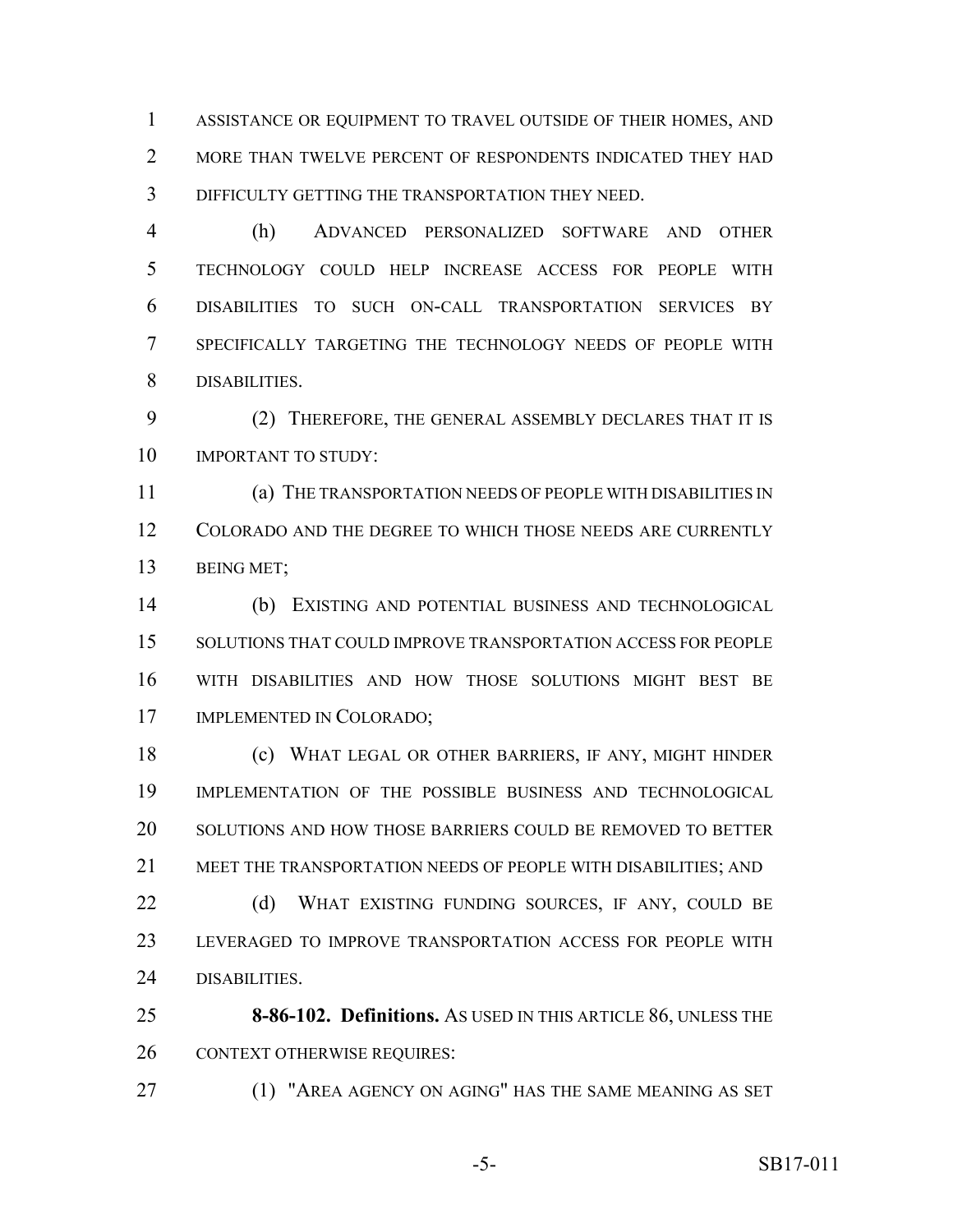ASSISTANCE OR EQUIPMENT TO TRAVEL OUTSIDE OF THEIR HOMES, AND MORE THAN TWELVE PERCENT OF RESPONDENTS INDICATED THEY HAD DIFFICULTY GETTING THE TRANSPORTATION THEY NEED.

(h) ADVANCED PERSONALIZED SOFTWARE AND OTHER TECHNOLOGY COULD HELP INCREASE ACCESS FOR PEOPLE WITH DISABILITIES TO SUCH ON-CALL TRANSPORTATION SERVICES BY SPECIFICALLY TARGETING THE TECHNOLOGY NEEDS OF PEOPLE WITH DISABILITIES.

(2) THEREFORE, THE GENERAL ASSEMBLY DECLARES THAT IT IS IMPORTANT TO STUDY:

(a) THE TRANSPORTATION NEEDS OF PEOPLE WITH DISABILITIES IN COLORADO AND THE DEGREE TO WHICH THOSE NEEDS ARE CURRENTLY BEING MET;

(b) EXISTING AND POTENTIAL BUSINESS AND TECHNOLOGICAL SOLUTIONS THAT COULD IMPROVE TRANSPORTATION ACCESS FOR PEOPLE WITH DISABILITIES AND HOW THOSE SOLUTIONS MIGHT BEST BE IMPLEMENTED IN COLORADO;

(c) WHAT LEGAL OR OTHER BARRIERS, IF ANY, MIGHT HINDER IMPLEMENTATION OF THE POSSIBLE BUSINESS AND TECHNOLOGICAL SOLUTIONS AND HOW THOSE BARRIERS COULD BE REMOVED TO BETTER MEET THE TRANSPORTATION NEEDS OF PEOPLE WITH DISABILITIES; AND

(d) WHAT EXISTING FUNDING SOURCES, IF ANY, COULD BE LEVERAGED TO IMPROVE TRANSPORTATION ACCESS FOR PEOPLE WITH DISABILITIES.

**8-86-102. Definitions.** AS USED IN THIS ARTICLE 86, UNLESS THE CONTEXT OTHERWISE REQUIRES:

(1) "AREA AGENCY ON AGING" HAS THE SAME MEANING AS SET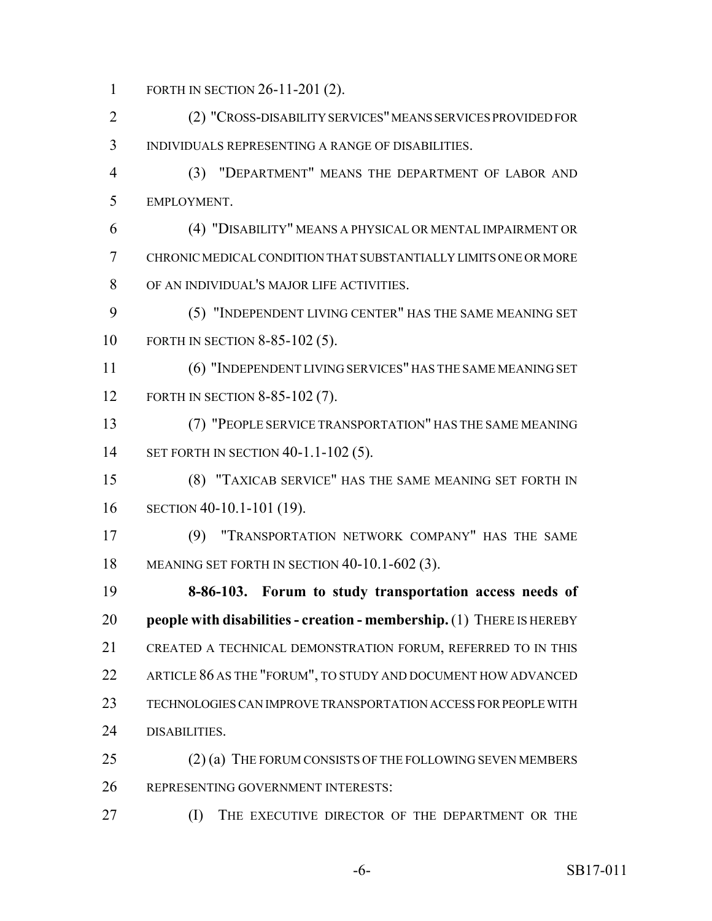FORTH IN SECTION 26-11-201 (2).

(2) "CROSS-DISABILITY SERVICES" MEANS SERVICES PROVIDED FOR INDIVIDUALS REPRESENTING A RANGE OF DISABILITIES.

(3) "DEPARTMENT" MEANS THE DEPARTMENT OF LABOR AND EMPLOYMENT.

(4) "DISABILITY" MEANS A PHYSICAL OR MENTAL IMPAIRMENT OR CHRONIC MEDICAL CONDITION THAT SUBSTANTIALLY LIMITS ONE OR MORE OF AN INDIVIDUAL'S MAJOR LIFE ACTIVITIES.

(5) "INDEPENDENT LIVING CENTER" HAS THE SAME MEANING SET FORTH IN SECTION 8-85-102 (5).

(6) "INDEPENDENT LIVING SERVICES" HAS THE SAME MEANING SET FORTH IN SECTION 8-85-102 (7).

(7) "PEOPLE SERVICE TRANSPORTATION" HAS THE SAME MEANING SET FORTH IN SECTION 40-1.1-102 (5).

(8) "TAXICAB SERVICE" HAS THE SAME MEANING SET FORTH IN SECTION 40-10.1-101 (19).

(9) "TRANSPORTATION NETWORK COMPANY" HAS THE SAME MEANING SET FORTH IN SECTION 40-10.1-602 (3).

**8-86-103. Forum to study transportation access needs of people with disabilities - creation - membership.** (1) THERE IS HEREBY CREATED A TECHNICAL DEMONSTRATION FORUM, REFERRED TO IN THIS ARTICLE 86 AS THE "FORUM", TO STUDY AND DOCUMENT HOW ADVANCED TECHNOLOGIES CAN IMPROVE TRANSPORTATION ACCESS FOR PEOPLE WITH DISABILITIES.

(2) (a) THE FORUM CONSISTS OF THE FOLLOWING SEVEN MEMBERS REPRESENTING GOVERNMENT INTERESTS:

(I) THE EXECUTIVE DIRECTOR OF THE DEPARTMENT OR THE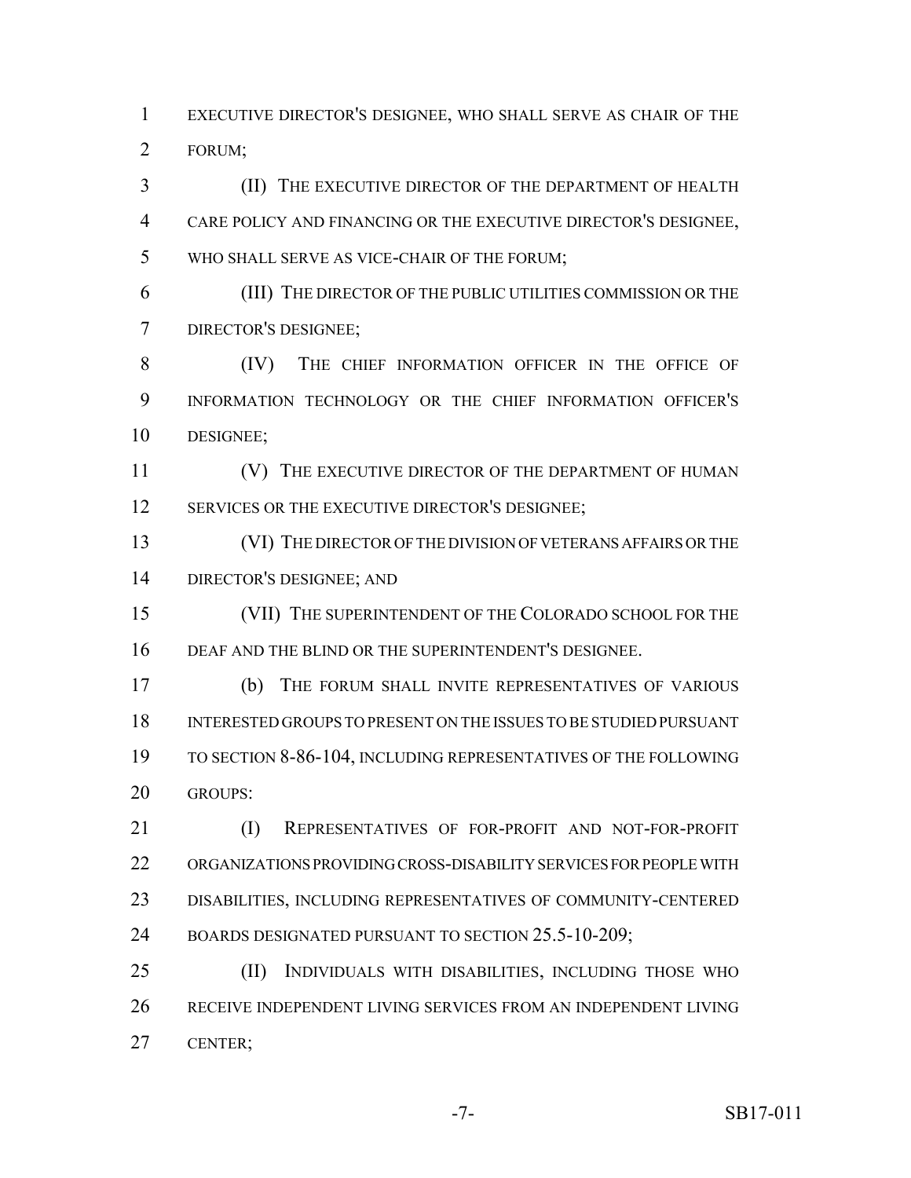EXECUTIVE DIRECTOR'S DESIGNEE, WHO SHALL SERVE AS CHAIR OF THE FORUM;

(II) THE EXECUTIVE DIRECTOR OF THE DEPARTMENT OF HEALTH CARE POLICY AND FINANCING OR THE EXECUTIVE DIRECTOR'S DESIGNEE, WHO SHALL SERVE AS VICE-CHAIR OF THE FORUM;

(III) THE DIRECTOR OF THE PUBLIC UTILITIES COMMISSION OR THE DIRECTOR'S DESIGNEE;

(IV) THE CHIEF INFORMATION OFFICER IN THE OFFICE OF INFORMATION TECHNOLOGY OR THE CHIEF INFORMATION OFFICER'S DESIGNEE;

(V) THE EXECUTIVE DIRECTOR OF THE DEPARTMENT OF HUMAN SERVICES OR THE EXECUTIVE DIRECTOR'S DESIGNEE;

(VI) THE DIRECTOR OF THE DIVISION OF VETERANS AFFAIRS OR THE DIRECTOR'S DESIGNEE; AND

(VII) THE SUPERINTENDENT OF THE COLORADO SCHOOL FOR THE DEAF AND THE BLIND OR THE SUPERINTENDENT'S DESIGNEE.

(b) THE FORUM SHALL INVITE REPRESENTATIVES OF VARIOUS INTERESTED GROUPS TO PRESENT ON THE ISSUES TO BE STUDIED PURSUANT TO SECTION 8-86-104, INCLUDING REPRESENTATIVES OF THE FOLLOWING GROUPS:

(I) REPRESENTATIVES OF FOR-PROFIT AND NOT-FOR-PROFIT ORGANIZATIONS PROVIDING CROSS-DISABILITY SERVICES FOR PEOPLE WITH DISABILITIES, INCLUDING REPRESENTATIVES OF COMMUNITY-CENTERED BOARDS DESIGNATED PURSUANT TO SECTION 25.5-10-209;

(II) INDIVIDUALS WITH DISABILITIES, INCLUDING THOSE WHO RECEIVE INDEPENDENT LIVING SERVICES FROM AN INDEPENDENT LIVING CENTER;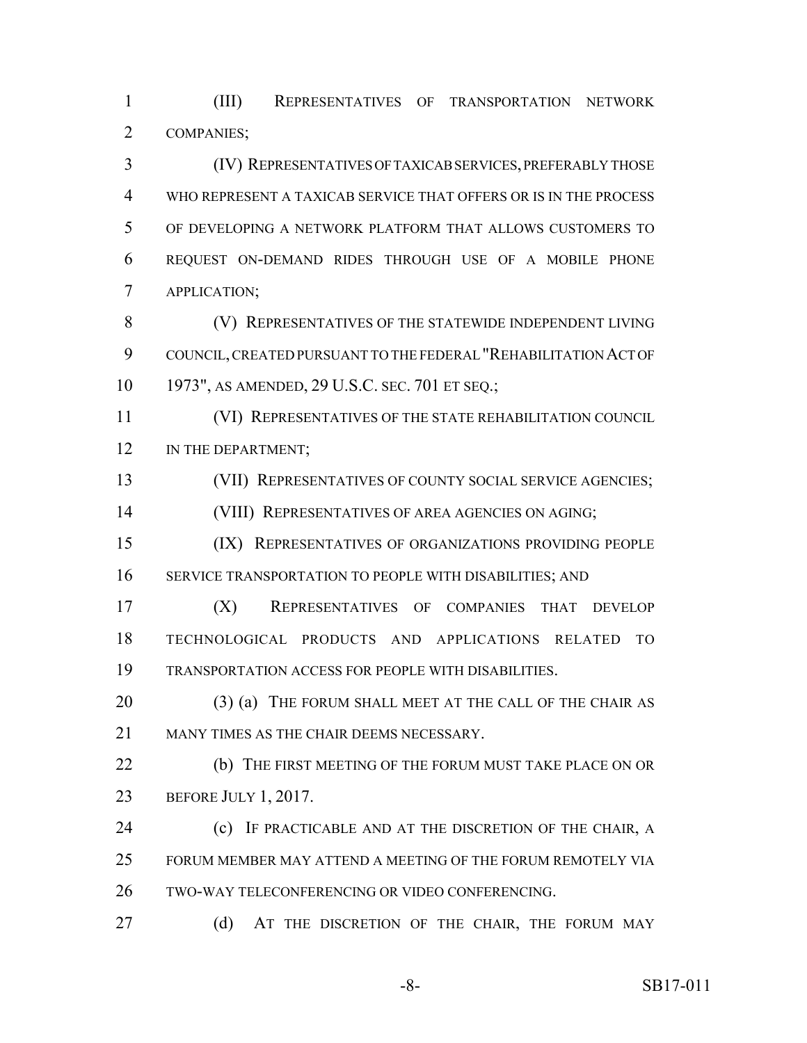(III) REPRESENTATIVES OF TRANSPORTATION NETWORK COMPANIES;

(IV) REPRESENTATIVES OF TAXICAB SERVICES, PREFERABLY THOSE WHO REPRESENT A TAXICAB SERVICE THAT OFFERS OR IS IN THE PROCESS OF DEVELOPING A NETWORK PLATFORM THAT ALLOWS CUSTOMERS TO REQUEST ON-DEMAND RIDES THROUGH USE OF A MOBILE PHONE APPLICATION;

(V) REPRESENTATIVES OF THE STATEWIDE INDEPENDENT LIVING COUNCIL, CREATED PURSUANT TO THE FEDERAL "REHABILITATION ACT OF 1973", AS AMENDED, 29 U.S.C. SEC. 701 ET SEQ.;

(VI) REPRESENTATIVES OF THE STATE REHABILITATION COUNCIL IN THE DEPARTMENT;

(VII) REPRESENTATIVES OF COUNTY SOCIAL SERVICE AGENCIES;

(VIII) REPRESENTATIVES OF AREA AGENCIES ON AGING;

(IX) REPRESENTATIVES OF ORGANIZATIONS PROVIDING PEOPLE SERVICE TRANSPORTATION TO PEOPLE WITH DISABILITIES; AND

(X) REPRESENTATIVES OF COMPANIES THAT DEVELOP TECHNOLOGICAL PRODUCTS AND APPLICATIONS RELATED TO TRANSPORTATION ACCESS FOR PEOPLE WITH DISABILITIES.

(3) (a) THE FORUM SHALL MEET AT THE CALL OF THE CHAIR AS MANY TIMES AS THE CHAIR DEEMS NECESSARY.

(b) THE FIRST MEETING OF THE FORUM MUST TAKE PLACE ON OR BEFORE JULY 1, 2017.

(c) IF PRACTICABLE AND AT THE DISCRETION OF THE CHAIR, A FORUM MEMBER MAY ATTEND A MEETING OF THE FORUM REMOTELY VIA TWO-WAY TELECONFERENCING OR VIDEO CONFERENCING.

(d) AT THE DISCRETION OF THE CHAIR, THE FORUM MAY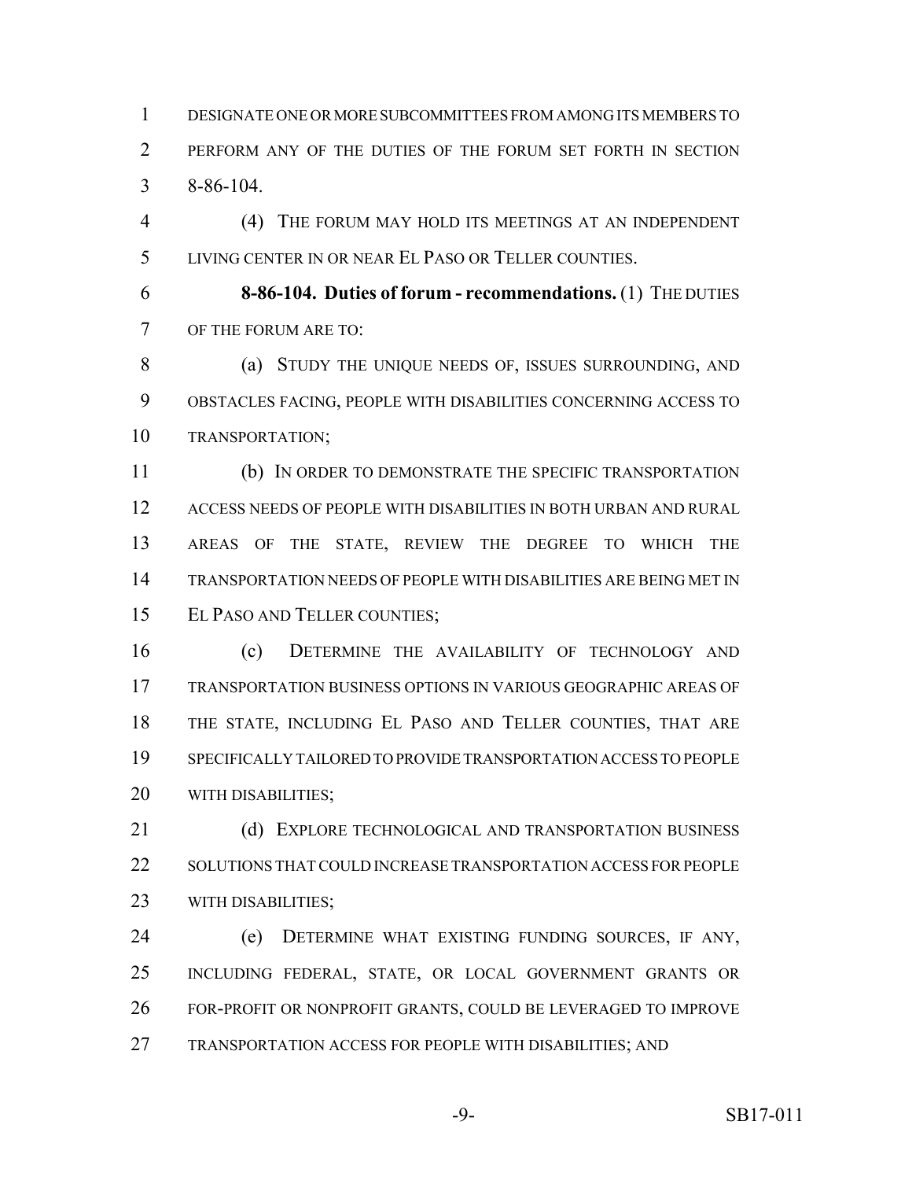DESIGNATE ONE OR MORE SUBCOMMITTEES FROM AMONG ITS MEMBERS TO PERFORM ANY OF THE DUTIES OF THE FORUM SET FORTH IN SECTION 8-86-104.

(4) THE FORUM MAY HOLD ITS MEETINGS AT AN INDEPENDENT LIVING CENTER IN OR NEAR EL PASO OR TELLER COUNTIES.

**8-86-104. Duties of forum - recommendations.** (1) THE DUTIES OF THE FORUM ARE TO:

(a) STUDY THE UNIQUE NEEDS OF, ISSUES SURROUNDING, AND OBSTACLES FACING, PEOPLE WITH DISABILITIES CONCERNING ACCESS TO TRANSPORTATION;

(b) IN ORDER TO DEMONSTRATE THE SPECIFIC TRANSPORTATION ACCESS NEEDS OF PEOPLE WITH DISABILITIES IN BOTH URBAN AND RURAL AREAS OF THE STATE, REVIEW THE DEGREE TO WHICH THE TRANSPORTATION NEEDS OF PEOPLE WITH DISABILITIES ARE BEING MET IN EL PASO AND TELLER COUNTIES;

(c) DETERMINE THE AVAILABILITY OF TECHNOLOGY AND TRANSPORTATION BUSINESS OPTIONS IN VARIOUS GEOGRAPHIC AREAS OF THE STATE, INCLUDING EL PASO AND TELLER COUNTIES, THAT ARE SPECIFICALLY TAILORED TO PROVIDE TRANSPORTATION ACCESS TO PEOPLE WITH DISABILITIES;

(d) EXPLORE TECHNOLOGICAL AND TRANSPORTATION BUSINESS SOLUTIONS THAT COULD INCREASE TRANSPORTATION ACCESS FOR PEOPLE WITH DISABILITIES;

(e) DETERMINE WHAT EXISTING FUNDING SOURCES, IF ANY, INCLUDING FEDERAL, STATE, OR LOCAL GOVERNMENT GRANTS OR FOR-PROFIT OR NONPROFIT GRANTS, COULD BE LEVERAGED TO IMPROVE TRANSPORTATION ACCESS FOR PEOPLE WITH DISABILITIES; AND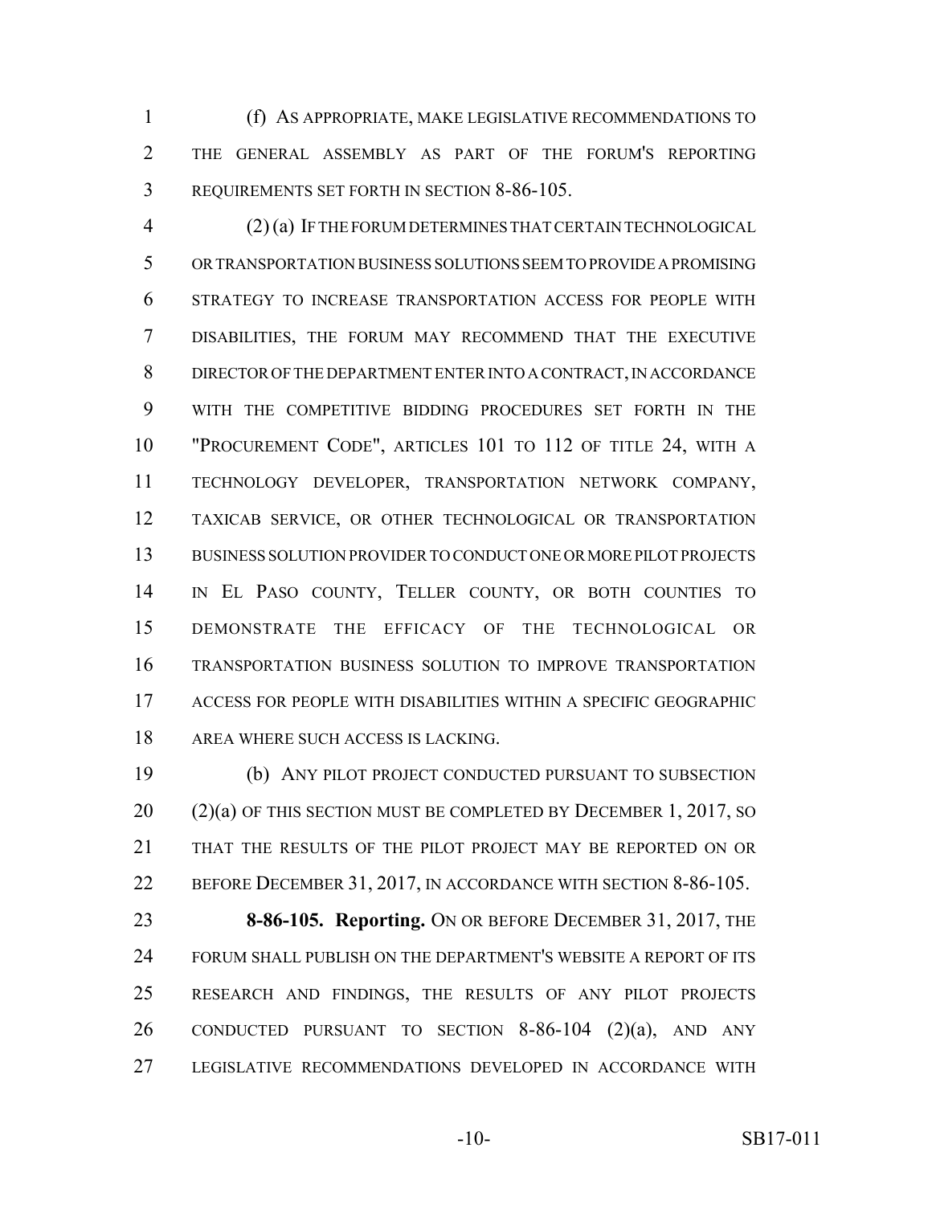(f) AS APPROPRIATE, MAKE LEGISLATIVE RECOMMENDATIONS TO THE GENERAL ASSEMBLY AS PART OF THE FORUM'S REPORTING REQUIREMENTS SET FORTH IN SECTION 8-86-105.

(2) (a) IF THE FORUM DETERMINES THAT CERTAIN TECHNOLOGICAL OR TRANSPORTATION BUSINESS SOLUTIONS SEEM TO PROVIDE A PROMISING STRATEGY TO INCREASE TRANSPORTATION ACCESS FOR PEOPLE WITH DISABILITIES, THE FORUM MAY RECOMMEND THAT THE EXECUTIVE DIRECTOR OF THE DEPARTMENT ENTER INTO A CONTRACT, IN ACCORDANCE WITH THE COMPETITIVE BIDDING PROCEDURES SET FORTH IN THE "PROCUREMENT CODE", ARTICLES 101 TO 112 OF TITLE 24, WITH A TECHNOLOGY DEVELOPER, TRANSPORTATION NETWORK COMPANY, TAXICAB SERVICE, OR OTHER TECHNOLOGICAL OR TRANSPORTATION BUSINESS SOLUTION PROVIDER TO CONDUCT ONE OR MORE PILOT PROJECTS IN EL PASO COUNTY, TELLER COUNTY, OR BOTH COUNTIES TO DEMONSTRATE THE EFFICACY OF THE TECHNOLOGICAL OR TRANSPORTATION BUSINESS SOLUTION TO IMPROVE TRANSPORTATION ACCESS FOR PEOPLE WITH DISABILITIES WITHIN A SPECIFIC GEOGRAPHIC AREA WHERE SUCH ACCESS IS LACKING.

(b) ANY PILOT PROJECT CONDUCTED PURSUANT TO SUBSECTION (2)(a) OF THIS SECTION MUST BE COMPLETED BY DECEMBER 1, 2017, SO THAT THE RESULTS OF THE PILOT PROJECT MAY BE REPORTED ON OR BEFORE DECEMBER 31, 2017, IN ACCORDANCE WITH SECTION 8-86-105.

**8-86-105. Reporting.** ON OR BEFORE DECEMBER 31, 2017, THE FORUM SHALL PUBLISH ON THE DEPARTMENT'S WEBSITE A REPORT OF ITS RESEARCH AND FINDINGS, THE RESULTS OF ANY PILOT PROJECTS CONDUCTED PURSUANT TO SECTION 8-86-104 (2)(a), AND ANY LEGISLATIVE RECOMMENDATIONS DEVELOPED IN ACCORDANCE WITH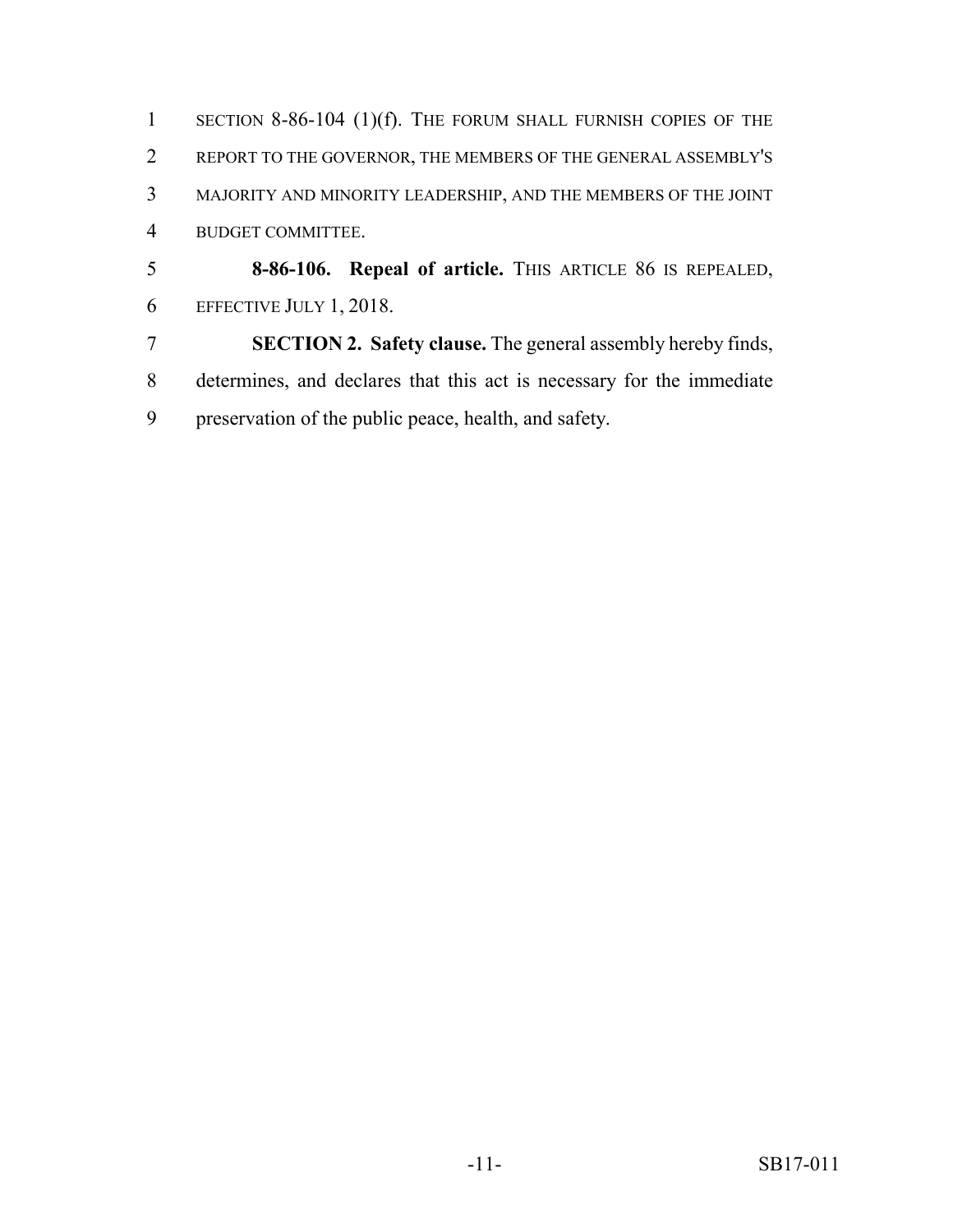SECTION 8-86-104 (1)(f). THE FORUM SHALL FURNISH COPIES OF THE REPORT TO THE GOVERNOR, THE MEMBERS OF THE GENERAL ASSEMBLY'S MAJORITY AND MINORITY LEADERSHIP, AND THE MEMBERS OF THE JOINT BUDGET COMMITTEE.

**8-86-106. Repeal of article.** THIS ARTICLE 86 IS REPEALED, EFFECTIVE JULY 1, 2018.

**SECTION 2. Safety clause.** The general assembly hereby finds, determines, and declares that this act is necessary for the immediate preservation of the public peace, health, and safety.